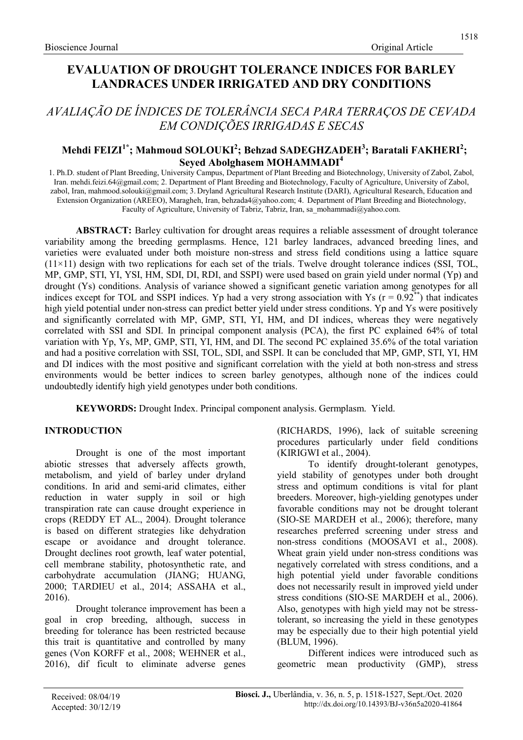# EVALUATION OF DROUGHT TOLERANCE INDICES FOR BARLEY LANDRACES UNDER IRRIGATED AND DRY CONDITIONS

## *AVALIAÇÃO DE ÍNDICES DE TOLERÂNCIA SECA PARA TERRAÇOS DE CEVADA EM CONDIÇÕES IRRIGADAS E SECAS*

**Mehdi FEIZI[1*]; Mahmoud SOLOUKI[2]; Behzad SADEGHZADEH[3]; Baratali FAKHERI[2]; Seyed Abolghasem MOHAMMADI[4]**

1. Ph.D. student of Plant Breeding, University Campus, Department of Plant Breeding and Biotechnology, University of Zabol, Zabol, Iran. mehdi.feizi.64@gmail.com; 2. Department of Plant Breeding and Biotechnology, Faculty of Agriculture, University of Zabol, zabol, Iran, mahmood.solouki@gmail.com; 3. Dryland Agricultural Research Institute (DARI), Agricultural Research, Education and Extension Organization (AREEO), Maragheh, Iran, behzada4@yahoo.com; 4. Department of Plant Breeding and Biotechnology, Faculty of Agriculture, University of Tabriz, Tabriz, Iran, sa_mohammadi@yahoo.com.

**ABSTRACT:** Barley cultivation for drought areas requires a reliable assessment of drought tolerance variability among the breeding germplasms. Hence, 121 barley landraces, advanced breeding lines, and varieties were evaluated under both moisture non-stress and stress field conditions using a lattice square (11×11) design with two replications for each set of the trials. Twelve drought tolerance indices (SSI, TOL, MP, GMP, STI, YI, YSI, HM, SDI, DI, RDI, and SSPI) were used based on grain yield under normal (Yp) and drought (Ys) conditions. Analysis of variance showed a significant genetic variation among genotypes for all indices except for TOL and SSPI indices. Yp had a very strong association with Ys ($r = 0.92^{**}$) that indicates high yield potential under non-stress can predict better yield under stress conditions. Yp and Ys were positively and significantly correlated with MP, GMP, STI, YI, HM, and DI indices, whereas they were negatively correlated with SSI and SDI. In principal component analysis (PCA), the first PC explained 64% of total variation with Yp, Ys, MP, GMP, STI, YI, HM, and DI. The second PC explained 35.6% of the total variation and had a positive correlation with SSI, TOL, SDI, and SSPI. It can be concluded that MP, GMP, STI, YI, HM and DI indices with the most positive and significant correlation with the yield at both non-stress and stress environments would be better indices to screen barley genotypes, although none of the indices could undoubtedly identify high yield genotypes under both conditions.

**KEYWORDS:** Drought Index. Principal component analysis. Germplasm. Yield.

## INTRODUCTION

Drought is one of the most important abiotic stresses that adversely affects growth, metabolism, and yield of barley under dryland conditions. In arid and semi-arid climates, either reduction in water supply in soil or high transpiration rate can cause drought experience in crops (REDDY ET AL., 2004). Drought tolerance is based on different strategies like dehydration escape or avoidance and drought tolerance. Drought declines root growth, leaf water potential, cell membrane stability, photosynthetic rate, and carbohydrate accumulation (JIANG; HUANG, 2000; TARDIEU et al., 2014; ASSAHA et al., 2016).

Drought tolerance improvement has been a goal in crop breeding, although, success in breeding for tolerance has been restricted because this trait is quantitative and controlled by many genes (Von KORFF et al., 2008; WEHNER et al., 2016), dif ficult to eliminate adverse genes (RICHARDS, 1996), lack of suitable screening procedures particularly under field conditions (KIRIGWI et al., 2004).

To identify drought-tolerant genotypes, yield stability of genotypes under both drought stress and optimum conditions is vital for plant breeders. Moreover, high-yielding genotypes under favorable conditions may not be drought tolerant (SIO-SE MARDEH et al., 2006); therefore, many researches preferred screening under stress and non-stress conditions (MOOSAVI et al., 2008). Wheat grain yield under non-stress conditions was negatively correlated with stress conditions, and a high potential yield under favorable conditions does not necessarily result in improved yield under stress conditions (SIO-SE MARDEH et al., 2006). Also, genotypes with high yield may not be stress-tolerant, so increasing the yield in these genotypes may be especially due to their high potential yield (BLUM, 1996).

Different indices were introduced such as geometric mean productivity (GMP), stress

Received: 08/04/19
Accepted: 30/12/19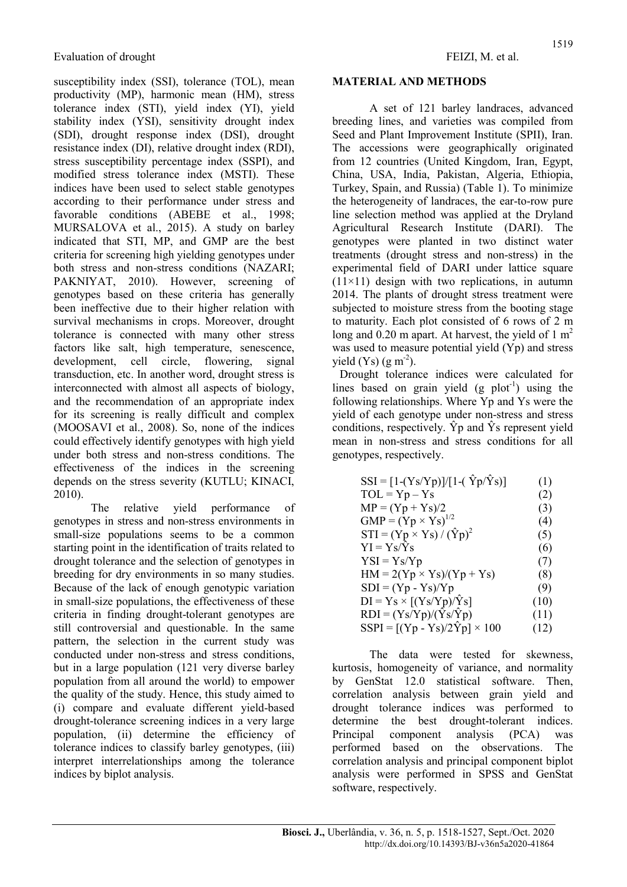susceptibility index (SSI), tolerance (TOL), mean productivity (MP), harmonic mean (HM), stress tolerance index (STI), yield index (YI), yield stability index (YSI), sensitivity drought index (SDI), drought response index (DSI), drought resistance index (DI), relative drought index (RDI), stress susceptibility percentage index (SSPI), and modified stress tolerance index (MSTI). These indices have been used to select stable genotypes according to their performance under stress and favorable conditions (ABEBE et al., 1998; MURSALOVA et al., 2015). A study on barley indicated that STI, MP, and GMP are the best criteria for screening high yielding genotypes under both stress and non-stress conditions (NAZARI; PAKNIYAT, 2010). However, screening of genotypes based on these criteria has generally been ineffective due to their higher relation with survival mechanisms in crops. Moreover, drought tolerance is connected with many other stress factors like salt, high temperature, senescence, development, cell circle, flowering, signal transduction, etc. In another word, drought stress is interconnected with almost all aspects of biology, and the recommendation of an appropriate index for its screening is really difficult and complex (MOOSAVI et al., 2008). So, none of the indices could effectively identify genotypes with high yield under both stress and non-stress conditions. The effectiveness of the indices in the screening depends on the stress severity (KUTLU; KINACI, 2010).

The relative yield performance of genotypes in stress and non-stress environments in small-size populations seems to be a common starting point in the identification of traits related to drought tolerance and the selection of genotypes in breeding for dry environments in so many studies. Because of the lack of enough genotypic variation in small-size populations, the effectiveness of these criteria in finding drought-tolerant genotypes are still controversial and questionable. In the same pattern, the selection in the current study was conducted under non-stress and stress conditions, but in a large population (121 very diverse barley population from all around the world) to empower the quality of the study. Hence, this study aimed to (i) compare and evaluate different yield-based drought-tolerance screening indices in a very large population, (ii) determine the efficiency of tolerance indices to classify barley genotypes, (iii) interpret interrelationships among the tolerance indices by biplot analysis.

## MATERIAL AND METHODS

A set of 121 barley landraces, advanced breeding lines, and varieties was compiled from Seed and Plant Improvement Institute (SPII), Iran. The accessions were geographically originated from 12 countries (United Kingdom, Iran, Egypt, China, USA, India, Pakistan, Algeria, Ethiopia, Turkey, Spain, and Russia) (Table 1). To minimize the heterogeneity of landraces, the ear-to-row pure line selection method was applied at the Dryland Agricultural Research Institute (DARI). The genotypes were planted in two distinct water treatments (drought stress and non-stress) in the experimental field of DARI under lattice square (11×11) design with two replications, in autumn 2014. The plants of drought stress treatment were subjected to moisture stress from the booting stage to maturity. Each plot consisted of 6 rows of 2 m long and 0.20 m apart. At harvest, the yield of 1 $m^2$ was used to measure potential yield (Yp) and stress yield (Ys) (g $m^{-2}$).

Drought tolerance indices were calculated for lines based on grain yield (g $plot^{-1}$) using the following relationships. Where Yp and Ys were the yield of each genotype under non-stress and stress conditions, respectively. $\hat{Y}p$ and $\hat{Y}s$ represent yield mean in non-stress and stress conditions for all genotypes, respectively.

$$SSI = [1-(Ys/Yp)]/[1-(\hat{Y}p/\hat{Y}s)] \quad (1)$$

$$TOL = Yp - Ys \quad (2)$$

$$MP = (Yp + Ys)/2 \quad (3)$$

$$GMP = (Yp \times Ys)^{1/2} \quad (4)$$

$$STI = (Yp \times Ys) / (\hat{Y}p)^2 \quad (5)$$

$$YI = Ys/\hat{Y}s \quad (6)$$

$$YSI = Ys/Yp \quad (7)$$

$$HM = 2(Yp \times Ys)/(Yp + Ys) \quad (8)$$

$$SDI = (Yp - Ys)/Yp \quad (9)$$

$$DI = Ys \times [(Ys/Yp)/\hat{Y}s] \quad (10)$$

$$RDI = (Ys/Yp)/(\hat{Y}s/\hat{Y}p) \quad (11)$$

$$SSPI = [(Yp - Ys)/2\hat{Y}p] \times 100 \quad (12)$$

The data were tested for skewness, kurtosis, homogeneity of variance, and normality by GenStat 12.0 statistical software. Then, correlation analysis between grain yield and drought tolerance indices was performed to determine the best drought-tolerant indices. Principal component analysis (PCA) was performed based on the observations. The correlation analysis and principal component biplot analysis were performed in SPSS and GenStat software, respectively.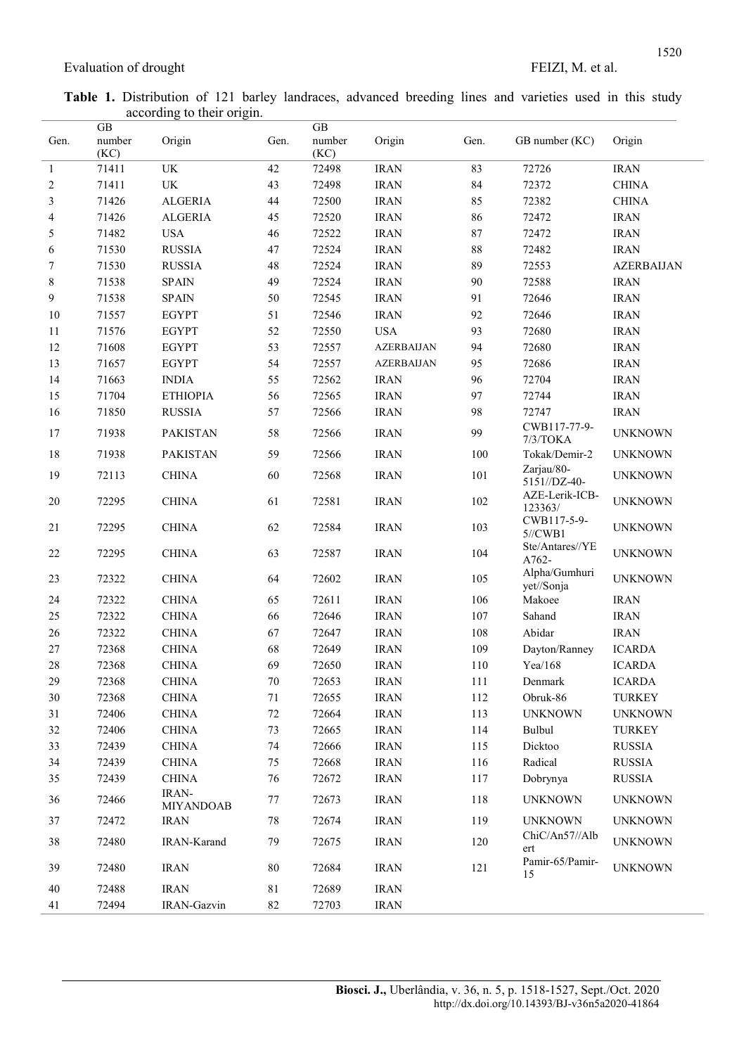**Table 1.** Distribution of 121 barley landraces, advanced breeding lines and varieties used in this study according to their origin.

| Gen. | GB number (KC) | Origin | Gen. | GB number (KC) | Origin | Gen. | GB number (KC) | Origin |
|---|---|---|---|---|---|---|---|---|
| 1 | 71411 | UK | 42 | 72498 | IRAN | 83 | 72726 | IRAN |
| 2 | 71411 | UK | 43 | 72498 | IRAN | 84 | 72372 | CHINA |
| 3 | 71426 | ALGERIA | 44 | 72500 | IRAN | 85 | 72382 | CHINA |
| 4 | 71426 | ALGERIA | 45 | 72520 | IRAN | 86 | 72472 | IRAN |
| 5 | 71482 | USA | 46 | 72522 | IRAN | 87 | 72472 | IRAN |
| 6 | 71530 | RUSSIA | 47 | 72524 | IRAN | 88 | 72482 | IRAN |
| 7 | 71530 | RUSSIA | 48 | 72524 | IRAN | 89 | 72553 | AZERBAIJAN |
| 8 | 71538 | SPAIN | 49 | 72524 | IRAN | 90 | 72588 | IRAN |
| 9 | 71538 | SPAIN | 50 | 72545 | IRAN | 91 | 72646 | IRAN |
| 10 | 71557 | EGYPT | 51 | 72546 | IRAN | 92 | 72646 | IRAN |
| 11 | 71576 | EGYPT | 52 | 72550 | USA | 93 | 72680 | IRAN |
| 12 | 71608 | EGYPT | 53 | 72557 | AZERBAIJAN | 94 | 72680 | IRAN |
| 13 | 71657 | EGYPT | 54 | 72557 | AZERBAIJAN | 95 | 72686 | IRAN |
| 14 | 71663 | INDIA | 55 | 72562 | IRAN | 96 | 72704 | IRAN |
| 15 | 71704 | ETHIOPIA | 56 | 72565 | IRAN | 97 | 72744 | IRAN |
| 16 | 71850 | RUSSIA | 57 | 72566 | IRAN | 98 | 72747 | IRAN |
| 17 | 71938 | PAKISTAN | 58 | 72566 | IRAN | 99 | CWB117-77-9-7/3/TOKA | UNKNOWN |
| 18 | 71938 | PAKISTAN | 59 | 72566 | IRAN | 100 | Tokak/Demir-2 | UNKNOWN |
| 19 | 72113 | CHINA | 60 | 72568 | IRAN | 101 | Zarjau/80-5151//DZ-40- | UNKNOWN |
| 20 | 72295 | CHINA | 61 | 72581 | IRAN | 102 | AZE-Lerik-ICB-123363/ | UNKNOWN |
| 21 | 72295 | CHINA | 62 | 72584 | IRAN | 103 | CWB117-5-9-5//CWB1 | UNKNOWN |
| 22 | 72295 | CHINA | 63 | 72587 | IRAN | 104 | Ste/Antares//YEA762- | UNKNOWN |
| 23 | 72322 | CHINA | 64 | 72602 | IRAN | 105 | Alpha/Gumhuri yet//Sonja | UNKNOWN |
| 24 | 72322 | CHINA | 65 | 72611 | IRAN | 106 | Makoee | IRAN |
| 25 | 72322 | CHINA | 66 | 72646 | IRAN | 107 | Sahand | IRAN |
| 26 | 72322 | CHINA | 67 | 72647 | IRAN | 108 | Abidar | IRAN |
| 27 | 72368 | CHINA | 68 | 72649 | IRAN | 109 | Dayton/Ranney | ICARDA |
| 28 | 72368 | CHINA | 69 | 72650 | IRAN | 110 | Yea/168 | ICARDA |
| 29 | 72368 | CHINA | 70 | 72653 | IRAN | 111 | Denmark | ICARDA |
| 30 | 72368 | CHINA | 71 | 72655 | IRAN | 112 | Obruk-86 | TURKEY |
| 31 | 72406 | CHINA | 72 | 72664 | IRAN | 113 | UNKNOWN | UNKNOWN |
| 32 | 72406 | CHINA | 73 | 72665 | IRAN | 114 | Bulbul | TURKEY |
| 33 | 72439 | CHINA | 74 | 72666 | IRAN | 115 | Dicktoo | RUSSIA |
| 34 | 72439 | CHINA | 75 | 72668 | IRAN | 116 | Radical | RUSSIA |
| 35 | 72439 | CHINA | 76 | 72672 | IRAN | 117 | Dobrynya | RUSSIA |
| 36 | 72466 | IRAN-MIYANDOAB | 77 | 72673 | IRAN | 118 | UNKNOWN | UNKNOWN |
| 37 | 72472 | IRAN | 78 | 72674 | IRAN | 119 | UNKNOWN | UNKNOWN |
| 38 | 72480 | IRAN-Karand | 79 | 72675 | IRAN | 120 | ChiC/An57//Albert | UNKNOWN |
| 39 | 72480 | IRAN | 80 | 72684 | IRAN | 121 | Pamir-65/Pamir-15 | UNKNOWN |
| 40 | 72488 | IRAN | 81 | 72689 | IRAN | | | |
| 41 | 72494 | IRAN-Gazvin | 82 | 72703 | IRAN | | | |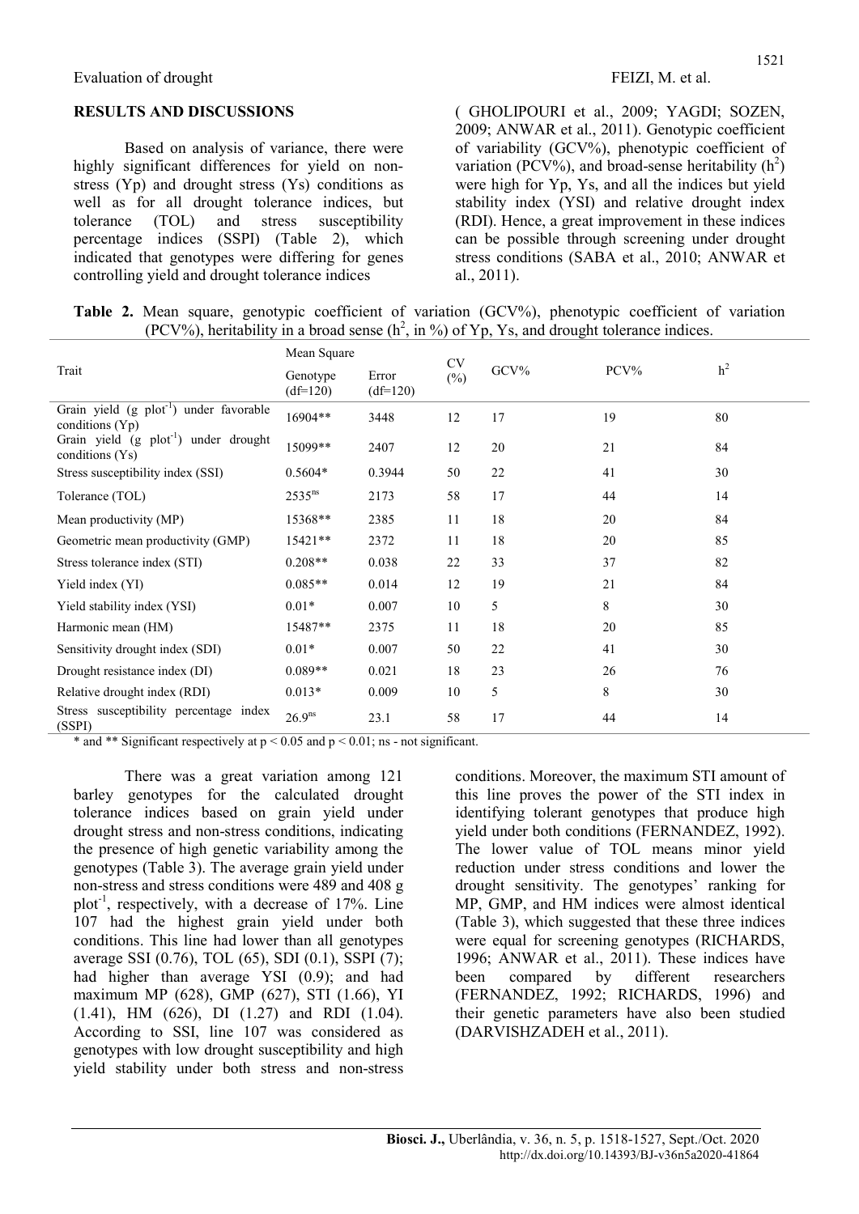## RESULTS AND DISCUSSIONS

Based on analysis of variance, there were highly significant differences for yield on non-stress (Yp) and drought stress (Ys) conditions as well as for all drought tolerance indices, but tolerance (TOL) and stress susceptibility percentage indices (SSPI) (Table 2), which indicated that genotypes were differing for genes controlling yield and drought tolerance indices ( GHOLIPOURI et al., 2009; YAGDI; SOZEN, 2009; ANWAR et al., 2011). Genotypic coefficient of variability (GCV%), phenotypic coefficient of variation (PCV%), and broad-sense heritability ($h^2$) were high for Yp, Ys, and all the indices but yield stability index (YSI) and relative drought index (RDI). Hence, a great improvement in these indices can be possible through screening under drought stress conditions (SABA et al., 2010; ANWAR et al., 2011).

**Table 2.** Mean square, genotypic coefficient of variation (GCV%), phenotypic coefficient of variation (PCV%), heritability in a broad sense ($h^2$, in %) of Yp, Ys, and drought tolerance indices.

| Trait | Mean Square | | CV (%) | GCV% | PCV% | $h^2$ |
|---|---|---|---|---|---|---|
| | Genotype (df=120) | Error (df=120) | | | | |
| Grain yield (g $plot^{-1}$) under favorable conditions (Yp) | 16904** | 3448 | 12 | 17 | 19 | 80 |
| Grain yield (g $plot^{-1}$) under drought conditions (Ys) | 15099** | 2407 | 12 | 20 | 21 | 84 |
| Stress susceptibility index (SSI) | 0.5604* | 0.3944 | 50 | 22 | 41 | 30 |
| Tolerance (TOL) | 2535$^{ns}$ | 2173 | 58 | 17 | 44 | 14 |
| Mean productivity (MP) | 15368** | 2385 | 11 | 18 | 20 | 84 |
| Geometric mean productivity (GMP) | 15421** | 2372 | 11 | 18 | 20 | 85 |
| Stress tolerance index (STI) | 0.208** | 0.038 | 22 | 33 | 37 | 82 |
| Yield index (YI) | 0.085** | 0.014 | 12 | 19 | 21 | 84 |
| Yield stability index (YSI) | 0.01* | 0.007 | 10 | 5 | 8 | 30 |
| Harmonic mean (HM) | 15487** | 2375 | 11 | 18 | 20 | 85 |
| Sensitivity drought index (SDI) | 0.01* | 0.007 | 50 | 22 | 41 | 30 |
| Drought resistance index (DI) | 0.089** | 0.021 | 18 | 23 | 26 | 76 |
| Relative drought index (RDI) | 0.013* | 0.009 | 10 | 5 | 8 | 30 |
| Stress susceptibility percentage index (SSPI) | 26.9$^{ns}$ | 23.1 | 58 | 17 | 44 | 14 |

\* and ** Significant respectively at $p < 0.05$ and $p < 0.01$; ns - not significant.

There was a great variation among 121 barley genotypes for the calculated drought tolerance indices based on grain yield under drought stress and non-stress conditions, indicating the presence of high genetic variability among the genotypes (Table 3). The average grain yield under non-stress and stress conditions were 489 and 408 g $plot^{-1}$, respectively, with a decrease of 17%. Line 107 had the highest grain yield under both conditions. This line had lower than all genotypes average SSI (0.76), TOL (65), SDI (0.1), SSPI (7); had higher than average YSI (0.9); and had maximum MP (628), GMP (627), STI (1.66), YI (1.41), HM (626), DI (1.27) and RDI (1.04). According to SSI, line 107 was considered as genotypes with low drought susceptibility and high yield stability under both stress and non-stress conditions. Moreover, the maximum STI amount of this line proves the power of the STI index in identifying tolerant genotypes that produce high yield under both conditions (FERNANDEZ, 1992). The lower value of TOL means minor yield reduction under stress conditions and lower the drought sensitivity. The genotypes' ranking for MP, GMP, and HM indices were almost identical (Table 3), which suggested that these three indices were equal for screening genotypes (RICHARDS, 1996; ANWAR et al., 2011). These indices have been compared by different researchers (FERNANDEZ, 1992; RICHARDS, 1996) and their genetic parameters have also been studied (DARVISHZADEH et al., 2011).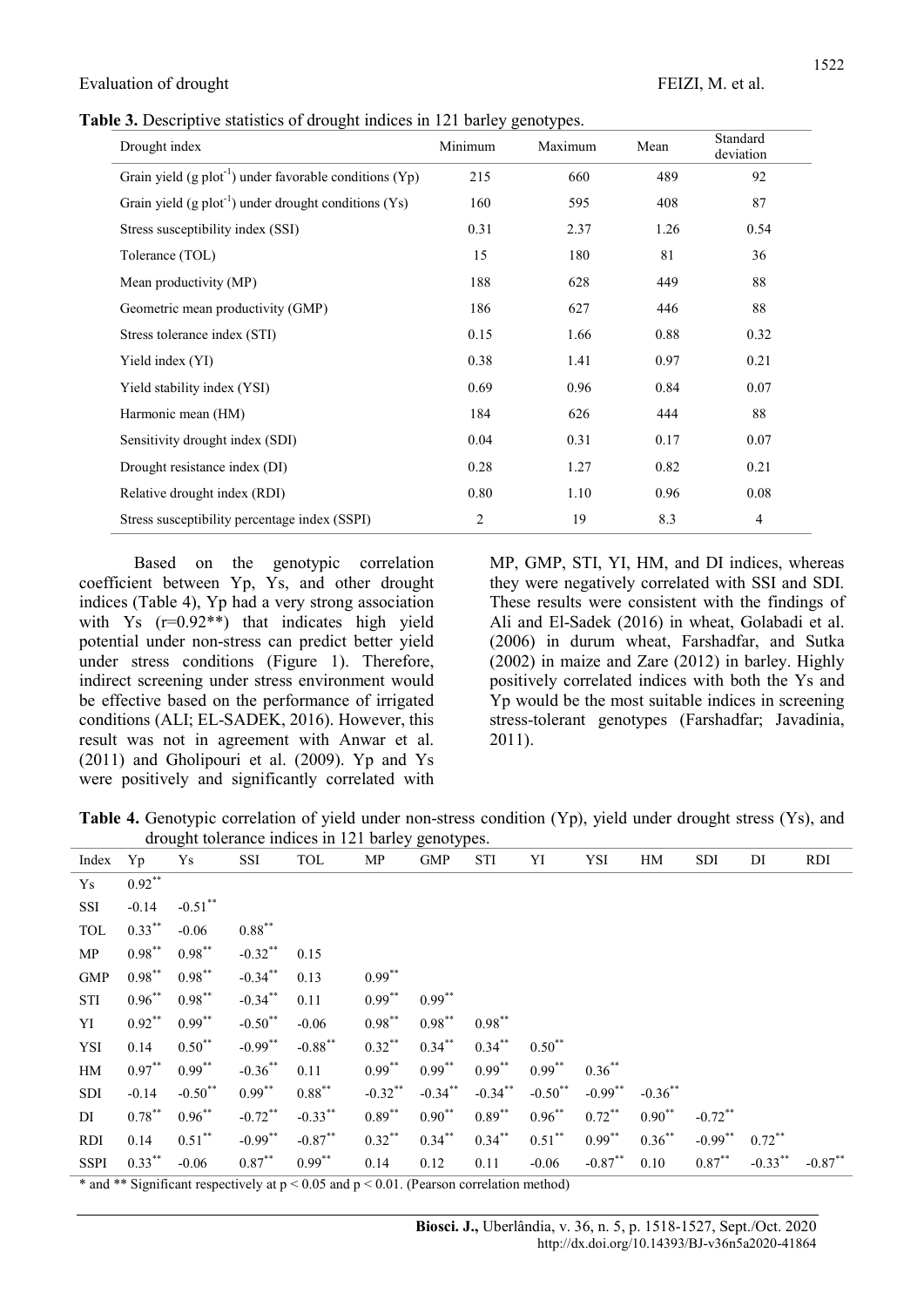**Table 3.** Descriptive statistics of drought indices in 121 barley genotypes.

| Drought index | Minimum | Maximum | Mean | Standard deviation |
|---|---|---|---|---|
| Grain yield (g plot$^{-1}$) under favorable conditions (Yp) | 215 | 660 | 489 | 92 |
| Grain yield (g plot$^{-1}$) under drought conditions (Ys) | 160 | 595 | 408 | 87 |
| Stress susceptibility index (SSI) | 0.31 | 2.37 | 1.26 | 0.54 |
| Tolerance (TOL) | 15 | 180 | 81 | 36 |
| Mean productivity (MP) | 188 | 628 | 449 | 88 |
| Geometric mean productivity (GMP) | 186 | 627 | 446 | 88 |
| Stress tolerance index (STI) | 0.15 | 1.66 | 0.88 | 0.32 |
| Yield index (YI) | 0.38 | 1.41 | 0.97 | 0.21 |
| Yield stability index (YSI) | 0.69 | 0.96 | 0.84 | 0.07 |
| Harmonic mean (HM) | 184 | 626 | 444 | 88 |
| Sensitivity drought index (SDI) | 0.04 | 0.31 | 0.17 | 0.07 |
| Drought resistance index (DI) | 0.28 | 1.27 | 0.82 | 0.21 |
| Relative drought index (RDI) | 0.80 | 1.10 | 0.96 | 0.08 |
| Stress susceptibility percentage index (SSPI) | 2 | 19 | 8.3 | 4 |

Based on the genotypic correlation coefficient between Yp, Ys, and other drought indices (Table 4), Yp had a very strong association with Ys (r=0.92**) that indicates high yield potential under non-stress can predict better yield under stress conditions (Figure 1). Therefore, indirect screening under stress environment would be effective based on the performance of irrigated conditions (ALI; EL-SADEK, 2016). However, this result was not in agreement with Anwar et al. (2011) and Gholipouri et al. (2009). Yp and Ys were positively and significantly correlated with MP, GMP, STI, YI, HM, and DI indices, whereas they were negatively correlated with SSI and SDI. These results were consistent with the findings of Ali and El-Sadek (2016) in wheat, Golabadi et al. (2006) in durum wheat, Farshadfar, and Sutka (2002) in maize and Zare (2012) in barley. Highly positively correlated indices with both the Ys and Yp would be the most suitable indices in screening stress-tolerant genotypes (Farshadfar; Javadinia, 2011).

**Table 4.** Genotypic correlation of yield under non-stress condition (Yp), yield under drought stress (Ys), and drought tolerance indices in 121 barley genotypes.

| Index | Yp | Ys | SSI | TOL | MP | GMP | STI | YI | YSI | HM | SDI | DI | RDI |
|---|---|---|---|---|---|---|---|---|---|---|---|---|---|
| Ys | 0.92** | | | | | | | | | | | | |
| SSI | -0.14 | -0.51** | | | | | | | | | | | |
| TOL | 0.33** | -0.06 | 0.88** | | | | | | | | | | |
| MP | 0.98** | 0.98** | -0.32** | 0.15 | | | | | | | | | |
| GMP | 0.98** | 0.98** | -0.34** | 0.13 | 0.99** | | | | | | | | |
| STI | 0.96** | 0.98** | -0.34** | 0.11 | 0.99** | 0.99** | | | | | | | |
| YI | 0.92** | 0.99** | -0.50** | -0.06 | 0.98** | 0.98** | 0.98** | | | | | | |
| YSI | 0.14 | 0.50** | -0.99** | -0.88** | 0.32** | 0.34** | 0.34** | 0.50** | | | | | |
| HM | 0.97** | 0.99** | -0.36** | 0.11 | 0.99** | 0.99** | 0.99** | 0.99** | 0.36** | | | | |
| SDI | -0.14 | -0.50** | 0.99** | 0.88** | -0.32** | -0.34** | -0.34** | -0.50** | -0.99** | -0.36** | | | |
| DI | 0.78** | 0.96** | -0.72** | -0.33** | 0.89** | 0.90** | 0.89** | 0.96** | 0.72** | 0.90** | -0.72** | | |
| RDI | 0.14 | 0.51** | -0.99** | -0.87** | 0.32** | 0.34** | 0.34** | 0.51** | 0.99** | 0.36** | -0.99** | 0.72** | |
| SSPI | 0.33** | -0.06 | 0.87** | 0.99** | 0.14 | 0.12 | 0.11 | -0.06 | -0.87** | 0.10 | 0.87** | -0.33** | -0.87** |

* and ** Significant respectively at $p < 0.05$ and $p < 0.01$. (Pearson correlation method)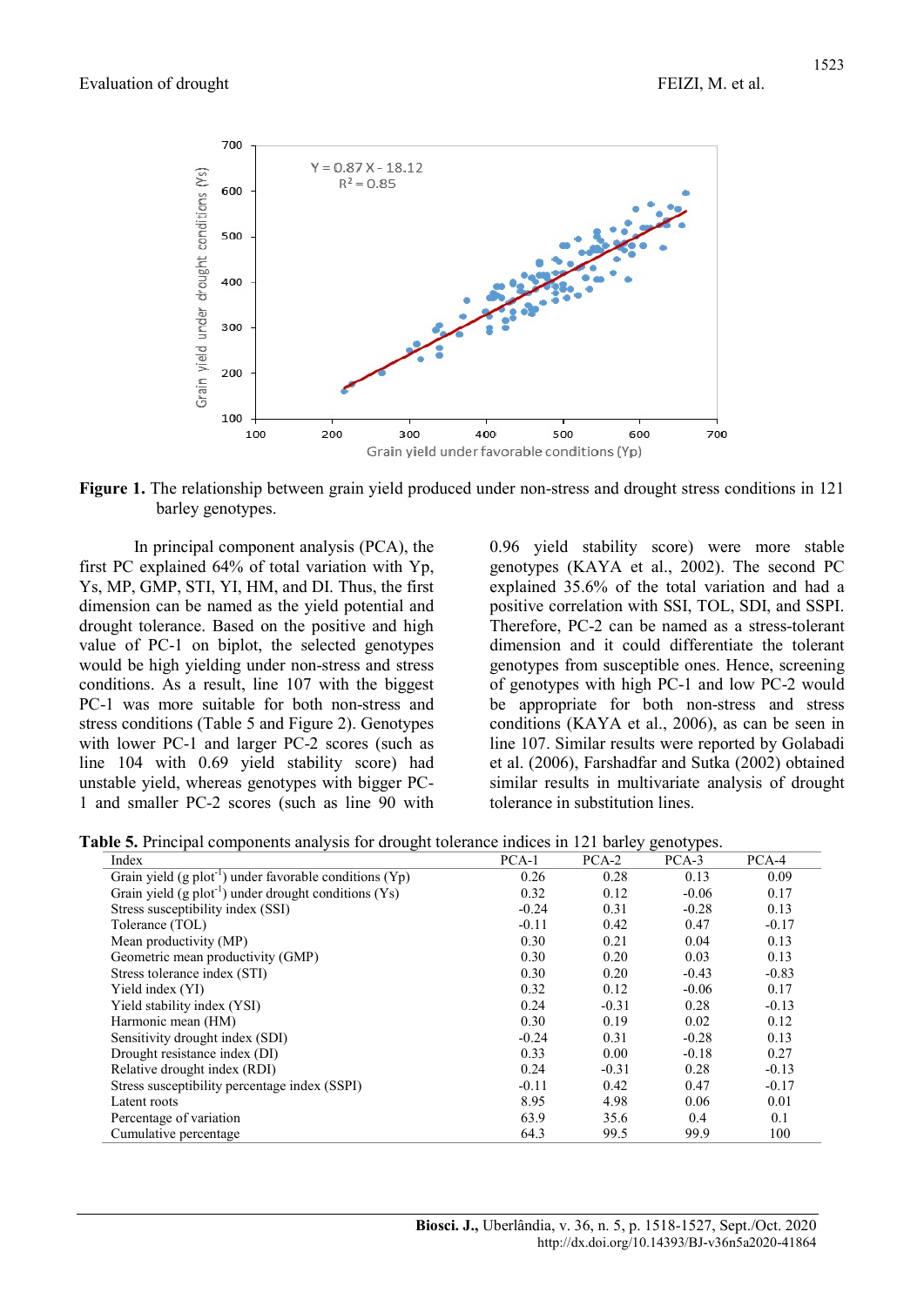Figure 1. The relationship between grain yield produced under non-stress and drought stress conditions in 121 barley genotypes.

In principal component analysis (PCA), the first PC explained 64% of total variation with Yp, Ys, MP, GMP, STI, YI, HM, and DI. Thus, the first dimension can be named as the yield potential and drought tolerance. Based on the positive and high value of PC-1 on biplot, the selected genotypes would be high yielding under non-stress and stress conditions. As a result, line 107 with the biggest PC-1 was more suitable for both non-stress and stress conditions (Table 5 and Figure 2). Genotypes with lower PC-1 and larger PC-2 scores (such as line 104 with 0.69 yield stability score) had unstable yield, whereas genotypes with bigger PC-1 and smaller PC-2 scores (such as line 90 with 0.96 yield stability score) were more stable genotypes (KAYA et al., 2002). The second PC explained 35.6% of the total variation and had a positive correlation with SSI, TOL, SDI, and SSPI. Therefore, PC-2 can be named as a stress-tolerant dimension and it could differentiate the tolerant genotypes from susceptible ones. Hence, screening of genotypes with high PC-1 and low PC-2 would be appropriate for both non-stress and stress conditions (KAYA et al., 2006), as can be seen in line 107. Similar results were reported by Golabadi et al. (2006), Farshadfar and Sutka (2002) obtained similar results in multivariate analysis of drought tolerance in substitution lines.

**Table 5.** Principal components analysis for drought tolerance indices in 121 barley genotypes.

| Index | PCA-1 | PCA-2 | PCA-3 | PCA-4 |
|---|---|---|---|---|
| Grain yield (g plot$^{-1}$) under favorable conditions (Yp) | 0.26 | 0.28 | 0.13 | 0.09 |
| Grain yield (g plot$^{-1}$) under drought conditions (Ys) | 0.32 | 0.12 | -0.06 | 0.17 |
| Stress susceptibility index (SSI) | -0.24 | 0.31 | -0.28 | 0.13 |
| Tolerance (TOL) | -0.11 | 0.42 | 0.47 | -0.17 |
| Mean productivity (MP) | 0.30 | 0.21 | 0.04 | 0.13 |
| Geometric mean productivity (GMP) | 0.30 | 0.20 | 0.03 | 0.13 |
| Stress tolerance index (STI) | 0.30 | 0.20 | -0.43 | -0.83 |
| Yield index (YI) | 0.32 | 0.12 | -0.06 | 0.17 |
| Yield stability index (YSI) | 0.24 | -0.31 | 0.28 | -0.13 |
| Harmonic mean (HM) | 0.30 | 0.19 | 0.02 | 0.12 |
| Sensitivity drought index (SDI) | -0.24 | 0.31 | -0.28 | 0.13 |
| Drought resistance index (DI) | 0.33 | 0.00 | -0.18 | 0.27 |
| Relative drought index (RDI) | 0.24 | -0.31 | 0.28 | -0.13 |
| Stress susceptibility percentage index (SSPI) | -0.11 | 0.42 | 0.47 | -0.17 |
| Latent roots | 8.95 | 4.98 | 0.06 | 0.01 |
| Percentage of variation | 63.9 | 35.6 | 0.4 | 0.1 |
| Cumulative percentage | 64.3 | 99.5 | 99.9 | 100 |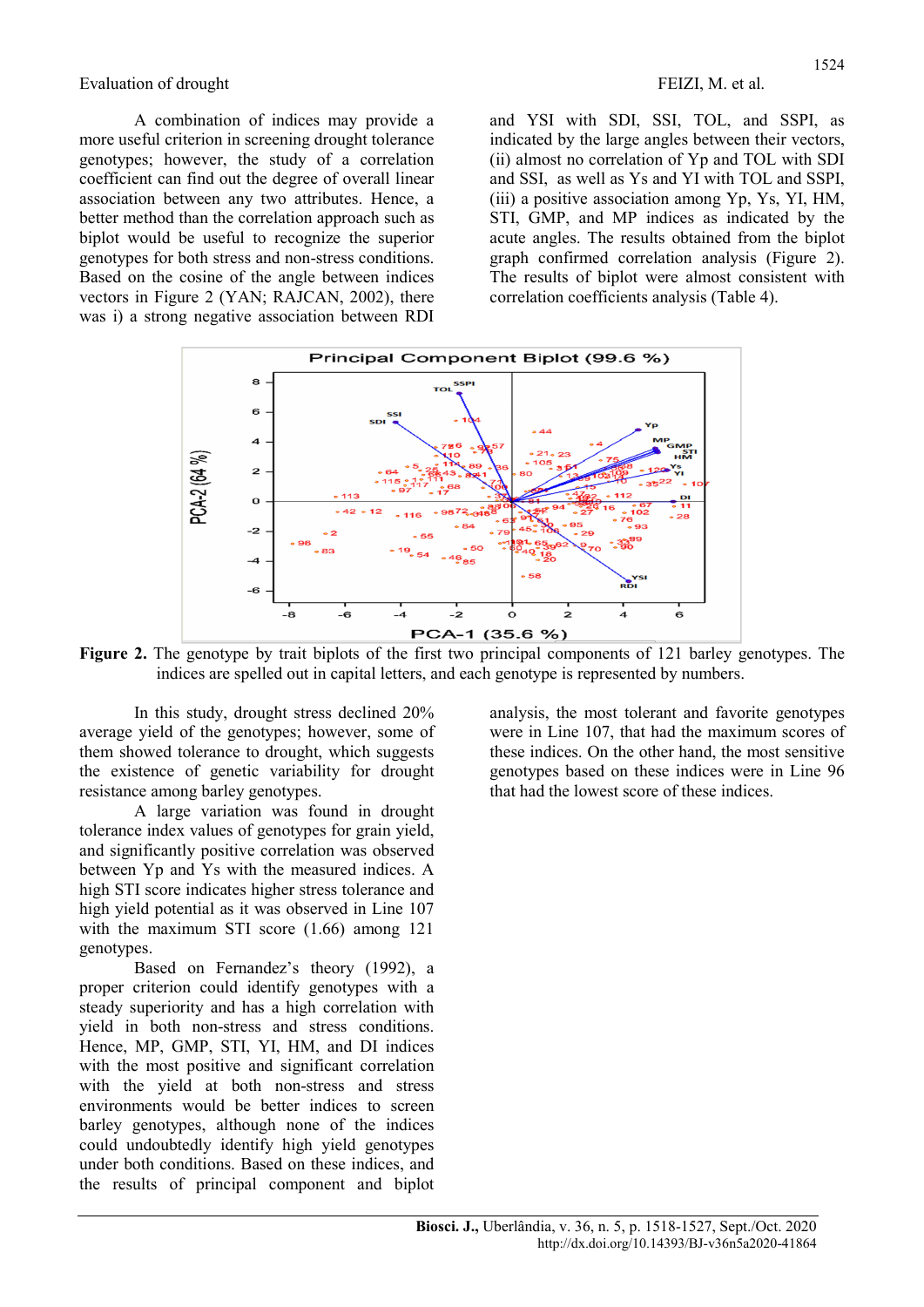A combination of indices may provide a more useful criterion in screening drought tolerance genotypes; however, the study of a correlation coefficient can find out the degree of overall linear association between any two attributes. Hence, a better method than the correlation approach such as biplot would be useful to recognize the superior genotypes for both stress and non-stress conditions. Based on the cosine of the angle between indices vectors in Figure 2 (YAN; RAJCAN, 2002), there was i) a strong negative association between RDI and YSI with SDI, SSI, TOL, and SSPI, as indicated by the large angles between their vectors, (ii) almost no correlation of Yp and TOL with SDI and SSI, as well as Ys and YI with TOL and SSPI, (iii) a positive association among Yp, Ys, YI, HM, STI, GMP, and MP indices as indicated by the acute angles. The results obtained from the biplot graph confirmed correlation analysis (Figure 2). The results of biplot were almost consistent with correlation coefficients analysis (Table 4).

**Figure 2.** The genotype by trait biplots of the first two principal components of 121 barley genotypes. The indices are spelled out in capital letters, and each genotype is represented by numbers.

In this study, drought stress declined 20% average yield of the genotypes; however, some of them showed tolerance to drought, which suggests the existence of genetic variability for drought resistance among barley genotypes.

A large variation was found in drought tolerance index values of genotypes for grain yield, and significantly positive correlation was observed between Yp and Ys with the measured indices. A high STI score indicates higher stress tolerance and high yield potential as it was observed in Line 107 with the maximum STI score (1.66) among 121 genotypes.

Based on Fernandez's theory (1992), a proper criterion could identify genotypes with a steady superiority and has a high correlation with yield in both non-stress and stress conditions. Hence, MP, GMP, STI, YI, HM, and DI indices with the most positive and significant correlation with the yield at both non-stress and stress environments would be better indices to screen barley genotypes, although none of the indices could undoubtedly identify high yield genotypes under both conditions. Based on these indices, and the results of principal component and biplot analysis, the most tolerant and favorite genotypes were in Line 107, that had the maximum scores of these indices. On the other hand, the most sensitive genotypes based on these indices were in Line 96 that had the lowest score of these indices.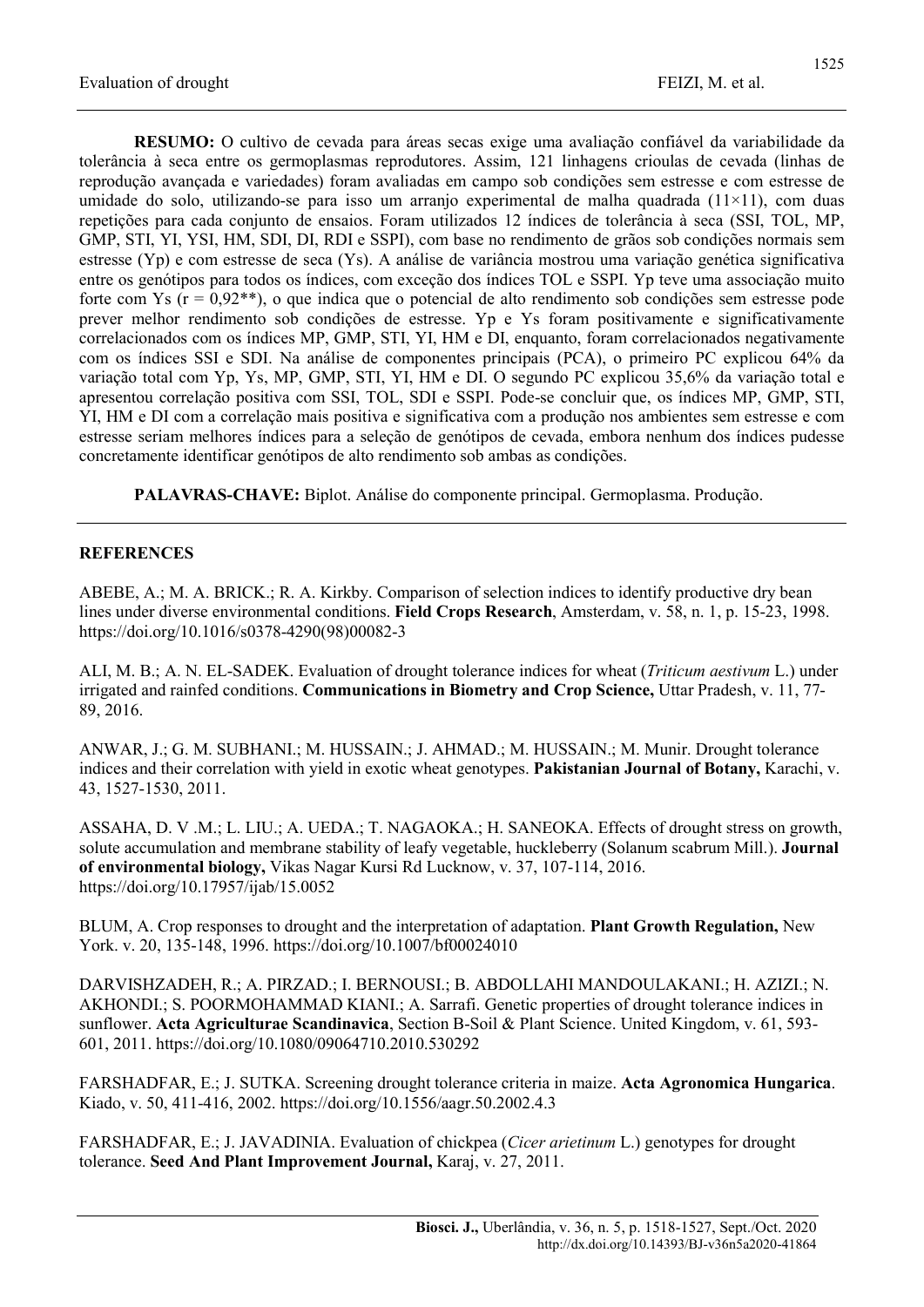**RESUMO:** O cultivo de cevada para áreas secas exige uma avaliação confiável da variabilidade da tolerância à seca entre os germoplasmas reprodutores. Assim, 121 linhagens crioulas de cevada (linhas de reprodução avançada e variedades) foram avaliadas em campo sob condições sem estresse e com estresse de umidade do solo, utilizando-se para isso um arranjo experimental de malha quadrada (11×11), com duas repetições para cada conjunto de ensaios. Foram utilizados 12 índices de tolerância à seca (SSI, TOL, MP, GMP, STI, YI, YSI, HM, SDI, DI, RDI e SSPI), com base no rendimento de grãos sob condições normais sem estresse (Yp) e com estresse de seca (Ys). A análise de variância mostrou uma variação genética significativa entre os genótipos para todos os índices, com exceção dos índices TOL e SSPI. Yp teve uma associação muito forte com Ys (r = 0,92**), o que indica que o potencial de alto rendimento sob condições sem estresse pode prever melhor rendimento sob condições de estresse. Yp e Ys foram positivamente e significativamente correlacionados com os índices MP, GMP, STI, YI, HM e DI, enquanto, foram correlacionados negativamente com os índices SSI e SDI. Na análise de componentes principais (PCA), o primeiro PC explicou 64% da variação total com Yp, Ys, MP, GMP, STI, YI, HM e DI. O segundo PC explicou 35,6% da variação total e apresentou correlação positiva com SSI, TOL, SDI e SSPI. Pode-se concluir que, os índices MP, GMP, STI, YI, HM e DI com a correlação mais positiva e significativa com a produção nos ambientes sem estresse e com estresse seriam melhores índices para a seleção de genótipos de cevada, embora nenhum dos índices pudesse concretamente identificar genótipos de alto rendimento sob ambas as condições.

**PALAVRAS-CHAVE:** Biplot. Análise do componente principal. Germoplasma. Produção.

## REFERENCES

ABEBE, A.; M. A. BRICK.; R. A. Kirkby. Comparison of selection indices to identify productive dry bean lines under diverse environmental conditions. **Field Crops Research**, Amsterdam, v. 58, n. 1, p. 15-23, 1998. https://doi.org/10.1016/s0378-4290(98)00082-3

ALI, M. B.; A. N. EL-SADEK. Evaluation of drought tolerance indices for wheat (*Triticum aestivum* L.) under irrigated and rainfed conditions. **Communications in Biometry and Crop Science,** Uttar Pradesh, v. 11, 77-89, 2016.

ANWAR, J.; G. M. SUBHANI.; M. HUSSAIN.; J. AHMAD.; M. HUSSAIN.; M. Munir. Drought tolerance indices and their correlation with yield in exotic wheat genotypes. **Pakistanian Journal of Botany,** Karachi, v. 43, 1527-1530, 2011.

ASSAHA, D. V .M.; L. LIU.; A. UEDA.; T. NAGAOKA.; H. SANEOKA. Effects of drought stress on growth, solute accumulation and membrane stability of leafy vegetable, huckleberry (Solanum scabrum Mill.). **Journal of environmental biology,** Vikas Nagar Kursi Rd Lucknow, v. 37, 107-114, 2016. https://doi.org/10.17957/ijab/15.0052

BLUM, A. Crop responses to drought and the interpretation of adaptation. **Plant Growth Regulation,** New York. v. 20, 135-148, 1996. https://doi.org/10.1007/bf00024010

DARVISHZADEH, R.; A. PIRZAD.; I. BERNOUSI.; B. ABDOLLAHI MANDOULAKANI.; H. AZIZI.; N. AKHONDI.; S. POORMOHAMMAD KIANI.; A. Sarrafi. Genetic properties of drought tolerance indices in sunflower. **Acta Agriculturae Scandinavica**, Section B-Soil & Plant Science. United Kingdom, v. 61, 593-601, 2011. https://doi.org/10.1080/09064710.2010.530292

FARSHADFAR, E.; J. SUTKA. Screening drought tolerance criteria in maize. **Acta Agronomica Hungarica**. Kiado, v. 50, 411-416, 2002. https://doi.org/10.1556/aagr.50.2002.4.3

FARSHADFAR, E.; J. JAVADINIA. Evaluation of chickpea (*Cicer arietinum* L.) genotypes for drought tolerance. **Seed And Plant Improvement Journal,** Karaj, v. 27, 2011.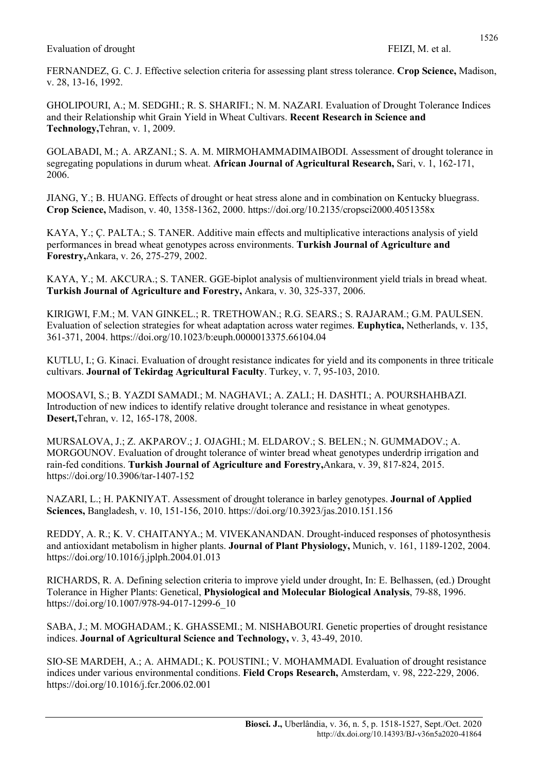FERNANDEZ, G. C. J. Effective selection criteria for assessing plant stress tolerance. **Crop Science,** Madison, v. 28, 13-16, 1992.

GHOLIPOURI, A.; M. SEDGHI.; R. S. SHARIFI.; N. M. NAZARI. Evaluation of Drought Tolerance Indices and their Relationship whit Grain Yield in Wheat Cultivars. **Recent Research in Science and Technology,**Tehran, v. 1, 2009.

GOLABADI, M.; A. ARZANI.; S. A. M. MIRMOHAMMADIMAIBODI. Assessment of drought tolerance in segregating populations in durum wheat. **African Journal of Agricultural Research,** Sari, v. 1, 162-171, 2006.

JIANG, Y.; B. HUANG. Effects of drought or heat stress alone and in combination on Kentucky bluegrass. **Crop Science,** Madison, v. 40, 1358-1362, 2000. https://doi.org/10.2135/cropsci2000.4051358x

KAYA, Y.; Ç. PALTA.; S. TANER. Additive main effects and multiplicative interactions analysis of yield performances in bread wheat genotypes across environments. **Turkish Journal of Agriculture and Forestry,**Ankara, v. 26, 275-279, 2002.

KAYA, Y.; M. AKCURA.; S. TANER. GGE-biplot analysis of multienvironment yield trials in bread wheat. **Turkish Journal of Agriculture and Forestry,** Ankara, v. 30, 325-337, 2006.

KIRIGWI, F.M.; M. VAN GINKEL.; R. TRETHOWAN.; R.G. SEARS.; S. RAJARAM.; G.M. PAULSEN. Evaluation of selection strategies for wheat adaptation across water regimes. **Euphytica,** Netherlands, v. 135, 361-371, 2004. https://doi.org/10.1023/b:euph.0000013375.66104.04

KUTLU, I.; G. Kinaci. Evaluation of drought resistance indicates for yield and its components in three triticale cultivars. **Journal of Tekirdag Agricultural Faculty**. Turkey, v. 7, 95-103, 2010.

MOOSAVI, S.; B. YAZDI SAMADI.; M. NAGHAVI.; A. ZALI.; H. DASHTI.; A. POURSHAHBAZI. Introduction of new indices to identify relative drought tolerance and resistance in wheat genotypes. **Desert,**Tehran, v. 12, 165-178, 2008.

MURSALOVA, J.; Z. AKPAROV.; J. OJAGHI.; M. ELDAROV.; S. BELEN.; N. GUMMADOV.; A. MORGOUNOV. Evaluation of drought tolerance of winter bread wheat genotypes underdrip irrigation and rain-fed conditions. **Turkish Journal of Agriculture and Forestry,**Ankara, v. 39, 817-824, 2015. https://doi.org/10.3906/tar-1407-152

NAZARI, L.; H. PAKNIYAT. Assessment of drought tolerance in barley genotypes. **Journal of Applied Sciences,** Bangladesh, v. 10, 151-156, 2010. https://doi.org/10.3923/jas.2010.151.156

REDDY, A. R.; K. V. CHAITANYA.; M. VIVEKANANDAN. Drought-induced responses of photosynthesis and antioxidant metabolism in higher plants. **Journal of Plant Physiology,** Munich, v. 161, 1189-1202, 2004. https://doi.org/10.1016/j.jplph.2004.01.013

RICHARDS, R. A. Defining selection criteria to improve yield under drought, In: E. Belhassen, (ed.) Drought Tolerance in Higher Plants: Genetical, **Physiological and Molecular Biological Analysis**, 79-88, 1996. https://doi.org/10.1007/978-94-017-1299-6_10

SABA, J.; M. MOGHADAM.; K. GHASSEMI.; M. NISHABOURI. Genetic properties of drought resistance indices. **Journal of Agricultural Science and Technology,** v. 3, 43-49, 2010.

SIO-SE MARDEH, A.; A. AHMADI.; K. POUSTINI.; V. MOHAMMADI. Evaluation of drought resistance indices under various environmental conditions. **Field Crops Research,** Amsterdam, v. 98, 222-229, 2006. https://doi.org/10.1016/j.fcr.2006.02.001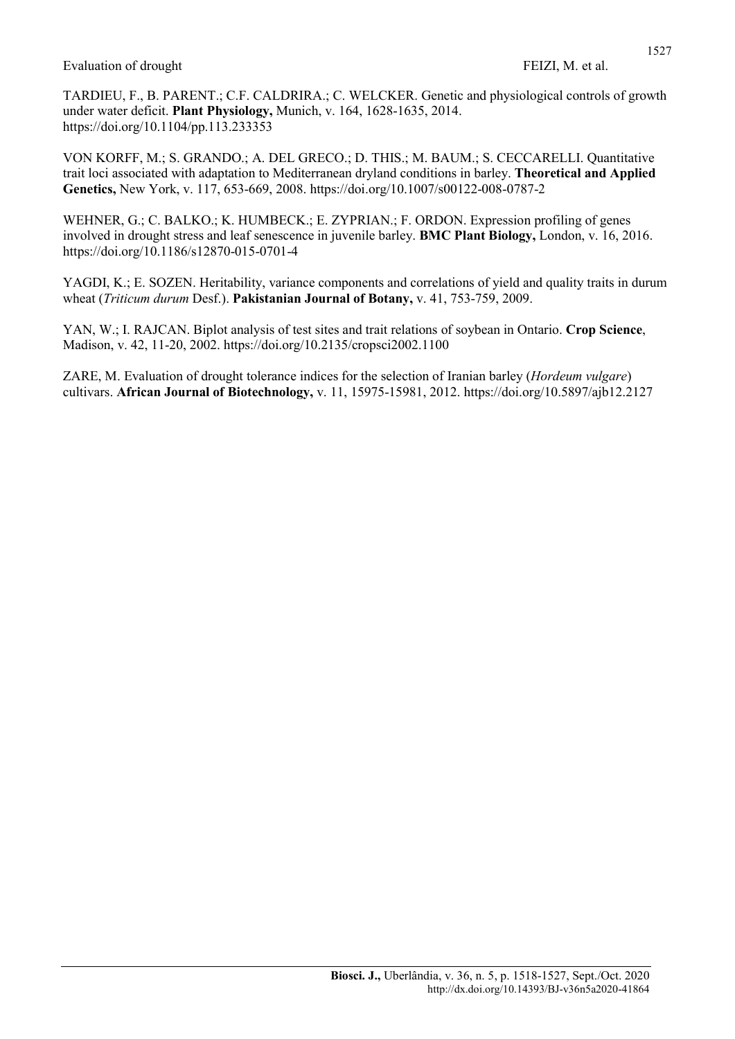TARDIEU, F., B. PARENT.; C.F. CALDRIRA.; C. WELCKER. Genetic and physiological controls of growth under water deficit. **Plant Physiology,** Munich, v. 164, 1628-1635, 2014. https://doi.org/10.1104/pp.113.233353

VON KORFF, M.; S. GRANDO.; A. DEL GRECO.; D. THIS.; M. BAUM.; S. CECCARELLI. Quantitative trait loci associated with adaptation to Mediterranean dryland conditions in barley. **Theoretical and Applied Genetics,** New York, v. 117, 653-669, 2008. https://doi.org/10.1007/s00122-008-0787-2

WEHNER, G.; C. BALKO.; K. HUMBECK.; E. ZYPRIAN.; F. ORDON. Expression profiling of genes involved in drought stress and leaf senescence in juvenile barley. **BMC Plant Biology,** London, v. 16, 2016. https://doi.org/10.1186/s12870-015-0701-4

YAGDI, K.; E. SOZEN. Heritability, variance components and correlations of yield and quality traits in durum wheat (*Triticum durum* Desf.). **Pakistanian Journal of Botany,** v. 41, 753-759, 2009.

YAN, W.; I. RAJCAN. Biplot analysis of test sites and trait relations of soybean in Ontario. **Crop Science**, Madison, v. 42, 11-20, 2002. https://doi.org/10.2135/cropsci2002.1100

ZARE, M. Evaluation of drought tolerance indices for the selection of Iranian barley (*Hordeum vulgare*) cultivars. **African Journal of Biotechnology,** v. 11, 15975-15981, 2012. https://doi.org/10.5897/ajb12.2127